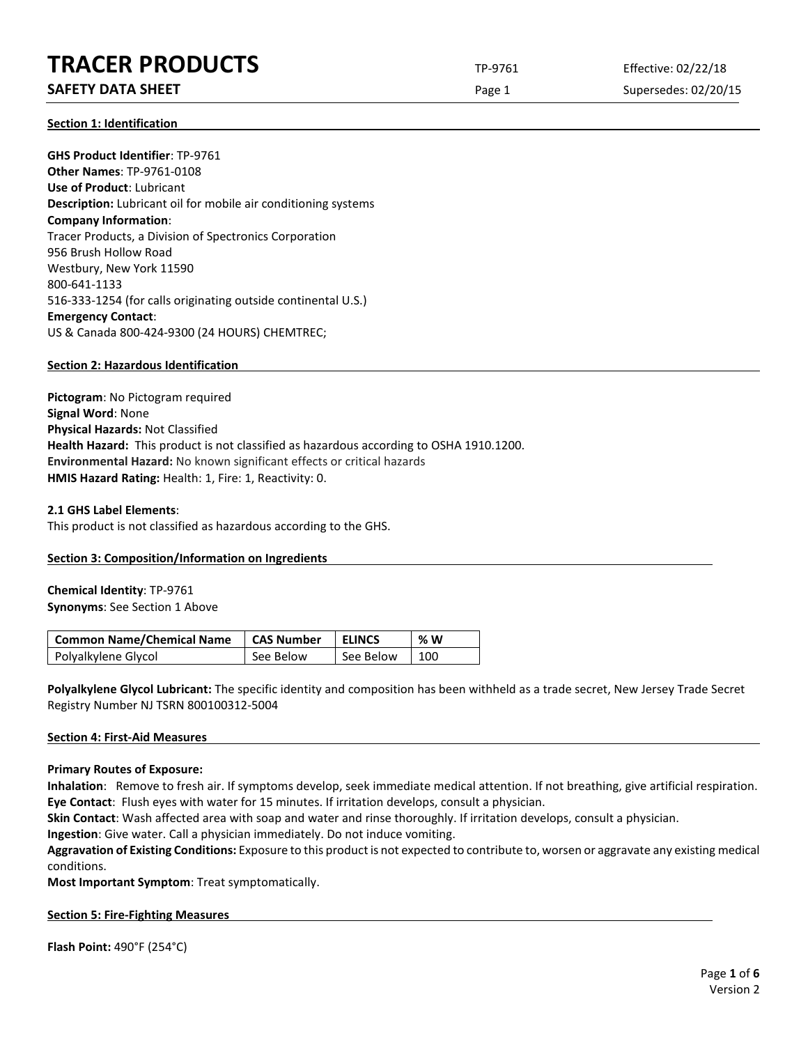# TRACER PRODUCTS

**SAFETY DATA SHEET**

TP-9761 Effective: 02/22/18

Supersedes: 02/20/15

## Section 1: Identification

**GHS Product Identifier**: TP-9761
**Other Names**: TP-9761-0108
**Use of Product**: Lubricant
**Description:** Lubricant oil for mobile air conditioning systems
**Company Information**:
Tracer Products, a Division of Spectronics Corporation
956 Brush Hollow Road
Westbury, New York 11590
800-641-1133
516-333-1254 (for calls originating outside continental U.S.)
**Emergency Contact**:
US & Canada 800-424-9300 (24 HOURS) CHEMTREC;

## Section 2: Hazardous Identification

**Pictogram**: No Pictogram required
**Signal Word**: None
**Physical Hazards:** Not Classified
**Health Hazard:** This product is not classified as hazardous according to OSHA 1910.1200.
**Environmental Hazard:** No known significant effects or critical hazards
**HMIS Hazard Rating:** Health: 1, Fire: 1, Reactivity: 0.

**2.1 GHS Label Elements**:
This product is not classified as hazardous according to the GHS.

## Section 3: Composition/Information on Ingredients

**Chemical Identity**: TP-9761
**Synonyms**: See Section 1 Above

| Common Name/Chemical Name | CAS Number | ELINCS | % W |
|---|---|---|---|
| Polyalkylene Glycol | See Below | See Below | 100 |

**Polyalkylene Glycol Lubricant:** The specific identity and composition has been withheld as a trade secret, New Jersey Trade Secret Registry Number NJ TSRN 800100312-5004

## Section 4: First-Aid Measures

**Primary Routes of Exposure:**
**Inhalation**: Remove to fresh air. If symptoms develop, seek immediate medical attention. If not breathing, give artificial respiration.
**Eye Contact**: Flush eyes with water for 15 minutes. If irritation develops, consult a physician.
**Skin Contact**: Wash affected area with soap and water and rinse thoroughly. If irritation develops, consult a physician.
**Ingestion**: Give water. Call a physician immediately. Do not induce vomiting.
**Aggravation of Existing Conditions:** Exposure to this product is not expected to contribute to, worsen or aggravate any existing medical conditions.
**Most Important Symptom**: Treat symptomatically.

## Section 5: Fire-Fighting Measures

**Flash Point:** 490°F (254°C)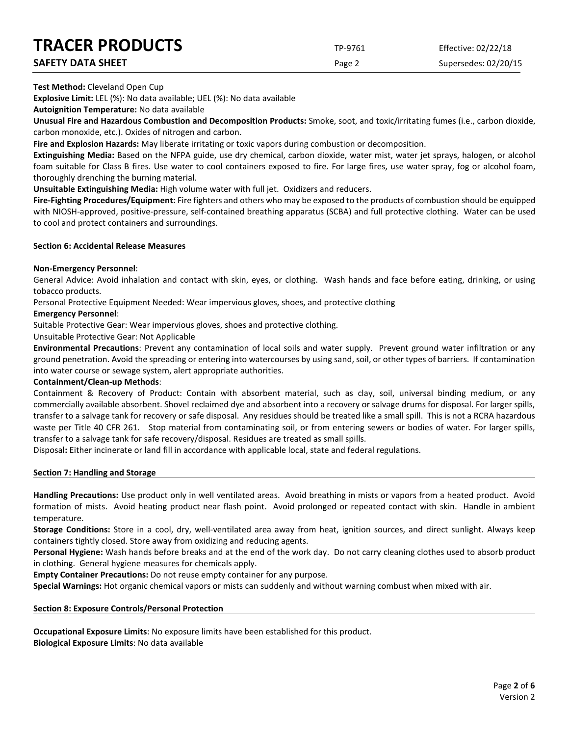**Test Method:** Cleveland Open Cup

**Explosive Limit:** LEL (%): No data available; UEL (%): No data available

**Autoignition Temperature:** No data available

**Unusual Fire and Hazardous Combustion and Decomposition Products:** Smoke, soot, and toxic/irritating fumes (i.e., carbon dioxide, carbon monoxide, etc.). Oxides of nitrogen and carbon.

**Fire and Explosion Hazards:** May liberate irritating or toxic vapors during combustion or decomposition.

**Extinguishing Media:** Based on the NFPA guide, use dry chemical, carbon dioxide, water mist, water jet sprays, halogen, or alcohol foam suitable for Class B fires. Use water to cool containers exposed to fire. For large fires, use water spray, fog or alcohol foam, thoroughly drenching the burning material.

**Unsuitable Extinguishing Media:** High volume water with full jet. Oxidizers and reducers.

**Fire-Fighting Procedures/Equipment:** Fire fighters and others who may be exposed to the products of combustion should be equipped with NIOSH-approved, positive-pressure, self-contained breathing apparatus (SCBA) and full protective clothing. Water can be used to cool and protect containers and surroundings.

## Section 6: Accidental Release Measures

**Non-Emergency Personnel**:

General Advice: Avoid inhalation and contact with skin, eyes, or clothing. Wash hands and face before eating, drinking, or using tobacco products.

Personal Protective Equipment Needed: Wear impervious gloves, shoes, and protective clothing

**Emergency Personnel**:

Suitable Protective Gear: Wear impervious gloves, shoes and protective clothing.

Unsuitable Protective Gear: Not Applicable

**Environmental Precautions**: Prevent any contamination of local soils and water supply. Prevent ground water infiltration or any ground penetration. Avoid the spreading or entering into watercourses by using sand, soil, or other types of barriers. If contamination into water course or sewage system, alert appropriate authorities.

**Containment/Clean-up Methods**:

Containment & Recovery of Product: Contain with absorbent material, such as clay, soil, universal binding medium, or any commercially available absorbent. Shovel reclaimed dye and absorbent into a recovery or salvage drums for disposal. For larger spills, transfer to a salvage tank for recovery or safe disposal. Any residues should be treated like a small spill. This is not a RCRA hazardous waste per Title 40 CFR 261. Stop material from contaminating soil, or from entering sewers or bodies of water. For larger spills, transfer to a salvage tank for safe recovery/disposal. Residues are treated as small spills.

Disposal**:** Either incinerate or land fill in accordance with applicable local, state and federal regulations.

## Section 7: Handling and Storage

**Handling Precautions:** Use product only in well ventilated areas. Avoid breathing in mists or vapors from a heated product. Avoid formation of mists. Avoid heating product near flash point. Avoid prolonged or repeated contact with skin. Handle in ambient temperature.

**Storage Conditions:** Store in a cool, dry, well-ventilated area away from heat, ignition sources, and direct sunlight. Always keep containers tightly closed. Store away from oxidizing and reducing agents.

**Personal Hygiene:** Wash hands before breaks and at the end of the work day. Do not carry cleaning clothes used to absorb product in clothing. General hygiene measures for chemicals apply.

**Empty Container Precautions:** Do not reuse empty container for any purpose.

**Special Warnings:** Hot organic chemical vapors or mists can suddenly and without warning combust when mixed with air.

## Section 8: Exposure Controls/Personal Protection

**Occupational Exposure Limits**: No exposure limits have been established for this product.

**Biological Exposure Limits**: No data available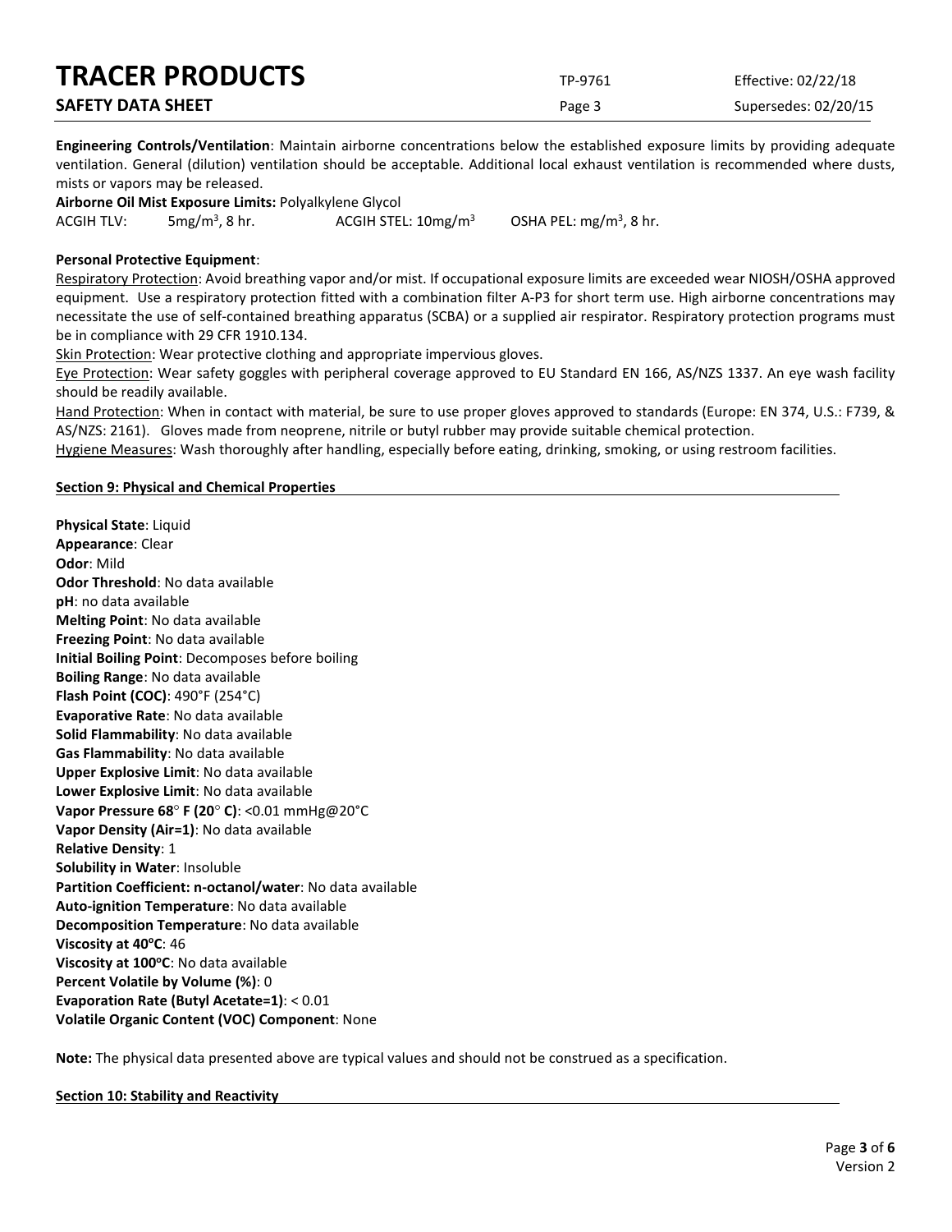**Engineering Controls/Ventilation**: Maintain airborne concentrations below the established exposure limits by providing adequate ventilation. General (dilution) ventilation should be acceptable. Additional local exhaust ventilation is recommended where dusts, mists or vapors may be released.

**Airborne Oil Mist Exposure Limits:** Polyalkylene Glycol

ACGIH TLV: 5mg/m$^3$, 8 hr. ACGIH STEL: 10mg/m$^3$ OSHA PEL: mg/m$^3$, 8 hr.

**Personal Protective Equipment**:

Respiratory Protection: Avoid breathing vapor and/or mist. If occupational exposure limits are exceeded wear NIOSH/OSHA approved equipment. Use a respiratory protection fitted with a combination filter A-P3 for short term use. High airborne concentrations may necessitate the use of self-contained breathing apparatus (SCBA) or a supplied air respirator. Respiratory protection programs must be in compliance with 29 CFR 1910.134.

Skin Protection: Wear protective clothing and appropriate impervious gloves.

Eye Protection: Wear safety goggles with peripheral coverage approved to EU Standard EN 166, AS/NZS 1337. An eye wash facility should be readily available.

Hand Protection: When in contact with material, be sure to use proper gloves approved to standards (Europe: EN 374, U.S.: F739, & AS/NZS: 2161). Gloves made from neoprene, nitrile or butyl rubber may provide suitable chemical protection.

Hygiene Measures: Wash thoroughly after handling, especially before eating, drinking, smoking, or using restroom facilities.

## Section 9: Physical and Chemical Properties

**Physical State**: Liquid
**Appearance**: Clear
**Odor**: Mild
**Odor Threshold**: No data available
**pH**: no data available
**Melting Point**: No data available
**Freezing Point**: No data available
**Initial Boiling Point**: Decomposes before boiling
**Boiling Range**: No data available
**Flash Point (COC)**: 490°F (254°C)
**Evaporative Rate**: No data available
**Solid Flammability**: No data available
**Gas Flammability**: No data available
**Upper Explosive Limit**: No data available
**Lower Explosive Limit**: No data available
**Vapor Pressure 68° F (20° C)**: <0.01 mmHg@20°C
**Vapor Density (Air=1)**: No data available
**Relative Density**: 1
**Solubility in Water**: Insoluble
**Partition Coefficient: n-octanol/water**: No data available
**Auto-ignition Temperature**: No data available
**Decomposition Temperature**: No data available
**Viscosity at 40°C**: 46
**Viscosity at 100°C**: No data available
**Percent Volatile by Volume (%)**: 0
**Evaporation Rate (Butyl Acetate=1)**: < 0.01
**Volatile Organic Content (VOC) Component**: None

**Note:** The physical data presented above are typical values and should not be construed as a specification.

## Section 10: Stability and Reactivity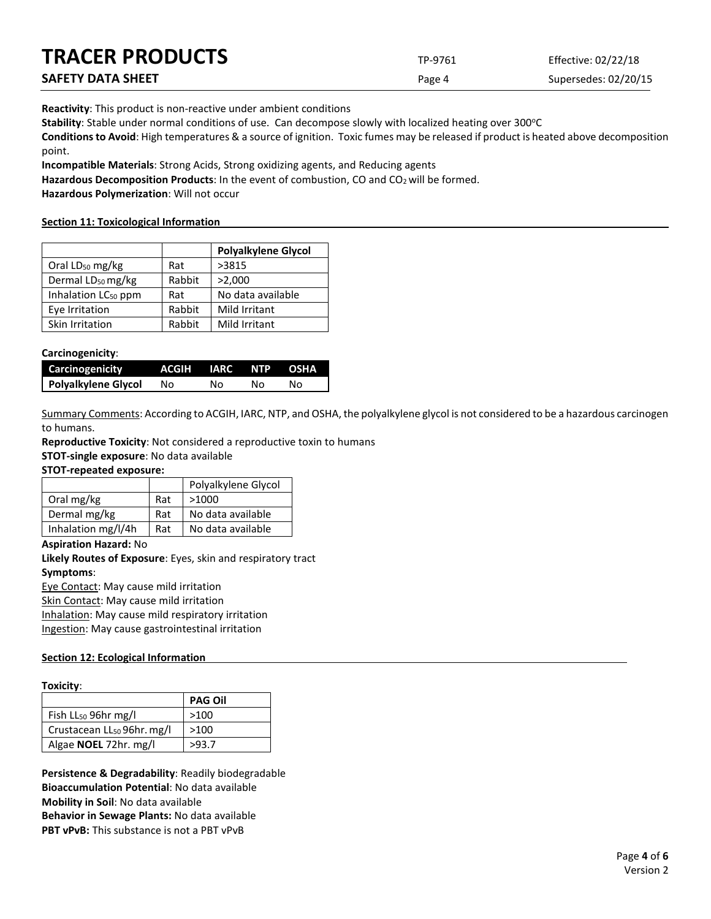**Reactivity**: This product is non-reactive under ambient conditions

**Stability**: Stable under normal conditions of use. Can decompose slowly with localized heating over 300°C

**Conditions to Avoid**: High temperatures & a source of ignition. Toxic fumes may be released if product is heated above decomposition point.

**Incompatible Materials**: Strong Acids, Strong oxidizing agents, and Reducing agents

**Hazardous Decomposition Products**: In the event of combustion, CO and $CO_2$ will be formed.

**Hazardous Polymerization**: Will not occur

## Section 11: Toxicological Information

| | | **Polyalkylene Glycol** |
|---|---|---|
| Oral $LD_{50}$ mg/kg | Rat | >3815 |
| Dermal $LD_{50}$ mg/kg | Rabbit | >2,000 |
| Inhalation $LC_{50}$ ppm | Rat | No data available |
| Eye Irritation | Rabbit | Mild Irritant |
| Skin Irritation | Rabbit | Mild Irritant |

**Carcinogenicity**:

| Carcinogenicity | ACGIH | IARC | NTP | OSHA |
|---|---|---|---|---|
| **Polyalkylene Glycol** | No | No | No | No |

Summary Comments: According to ACGIH, IARC, NTP, and OSHA, the polyalkylene glycol is not considered to be a hazardous carcinogen to humans.

**Reproductive Toxicity**: Not considered a reproductive toxin to humans

**STOT-single exposure**: No data available

**STOT-repeated exposure:**

| | | Polyalkylene Glycol |
|---|---|---|
| Oral mg/kg | Rat | >1000 |
| Dermal mg/kg | Rat | No data available |
| Inhalation mg/l/4h | Rat | No data available |

**Aspiration Hazard:** No

**Likely Routes of Exposure**: Eyes, skin and respiratory tract

**Symptoms**:

Eye Contact: May cause mild irritation

Skin Contact: May cause mild irritation

Inhalation: May cause mild respiratory irritation

Ingestion: May cause gastrointestinal irritation

## Section 12: Ecological Information

**Toxicity**:

| | **PAG Oil** |
|---|---|
| Fish $LL_{50}$ 96hr mg/l | >100 |
| Crustacean $LL_{50}$ 96hr. mg/l | >100 |
| Algae **NOEL** 72hr. mg/l | >93.7 |

**Persistence & Degradability**: Readily biodegradable

**Bioaccumulation Potential**: No data available

**Mobility in Soil**: No data available

**Behavior in Sewage Plants:** No data available

**PBT vPvB:** This substance is not a PBT vPvB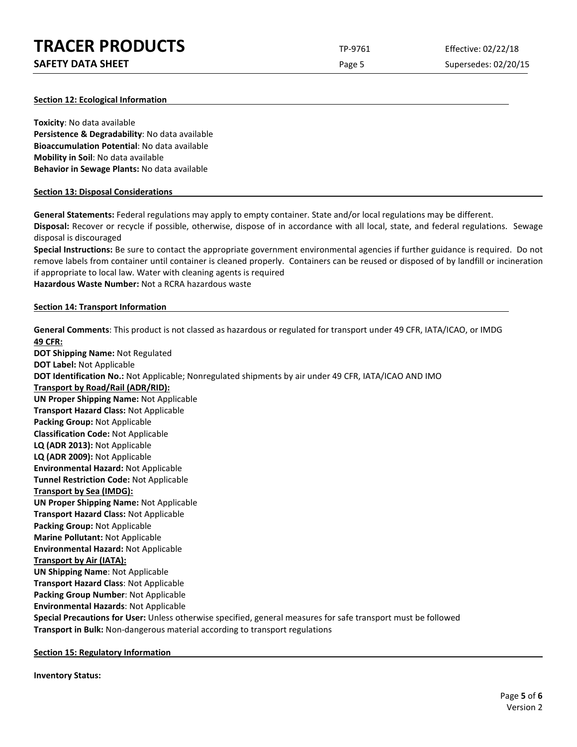### Section 12: Ecological Information

**Toxicity**: No data available
**Persistence & Degradability**: No data available
**Bioaccumulation Potential**: No data available
**Mobility in Soil**: No data available
**Behavior in Sewage Plants:** No data available

### Section 13: Disposal Considerations

**General Statements:** Federal regulations may apply to empty container. State and/or local regulations may be different.
**Disposal:** Recover or recycle if possible, otherwise, dispose of in accordance with all local, state, and federal regulations. Sewage disposal is discouraged
**Special Instructions:** Be sure to contact the appropriate government environmental agencies if further guidance is required. Do not remove labels from container until container is cleaned properly. Containers can be reused or disposed of by landfill or incineration if appropriate to local law. Water with cleaning agents is required
**Hazardous Waste Number:** Not a RCRA hazardous waste

### Section 14: Transport Information

**General Comments**: This product is not classed as hazardous or regulated for transport under 49 CFR, IATA/ICAO, or IMDG
**49 CFR:**
**DOT Shipping Name:** Not Regulated
**DOT Label:** Not Applicable
**DOT Identification No.:** Not Applicable; Nonregulated shipments by air under 49 CFR, IATA/ICAO AND IMO
**Transport by Road/Rail (ADR/RID):**
**UN Proper Shipping Name:** Not Applicable
**Transport Hazard Class:** Not Applicable
**Packing Group:** Not Applicable
**Classification Code:** Not Applicable
**LQ (ADR 2013):** Not Applicable
**LQ (ADR 2009):** Not Applicable
**Environmental Hazard:** Not Applicable
**Tunnel Restriction Code:** Not Applicable
**Transport by Sea (IMDG):**
**UN Proper Shipping Name:** Not Applicable
**Transport Hazard Class:** Not Applicable
**Packing Group:** Not Applicable
**Marine Pollutant:** Not Applicable
**Environmental Hazard:** Not Applicable
**Transport by Air (IATA):**
**UN Shipping Name**: Not Applicable
**Transport Hazard Class**: Not Applicable
**Packing Group Number**: Not Applicable
**Environmental Hazards**: Not Applicable
**Special Precautions for User:** Unless otherwise specified, general measures for safe transport must be followed
**Transport in Bulk:** Non-dangerous material according to transport regulations

### Section 15: Regulatory Information

**Inventory Status:**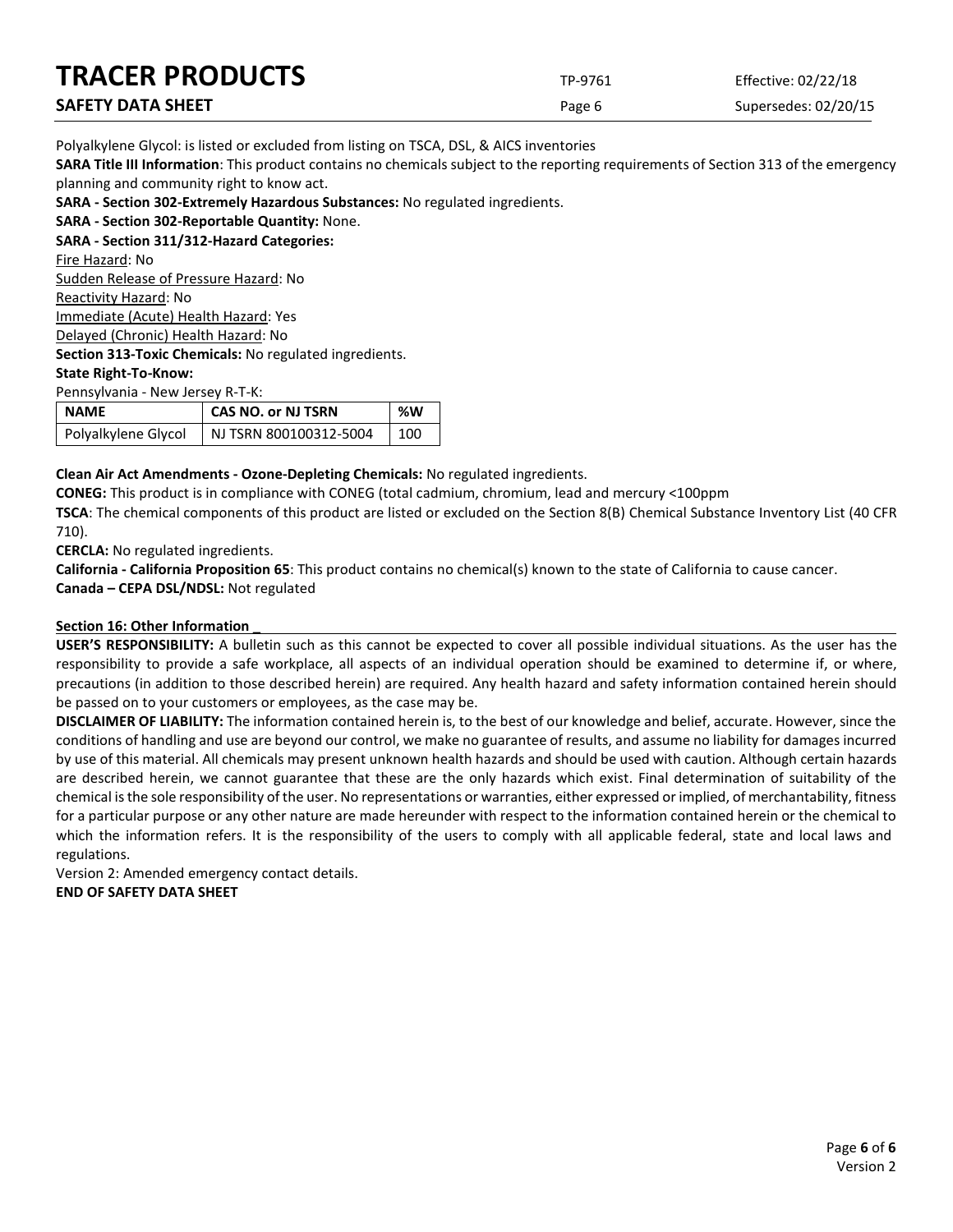Polyalkylene Glycol: is listed or excluded from listing on TSCA, DSL, & AICS inventories

**SARA Title III Information**: This product contains no chemicals subject to the reporting requirements of Section 313 of the emergency planning and community right to know act.

**SARA - Section 302-Extremely Hazardous Substances:** No regulated ingredients.

**SARA - Section 302-Reportable Quantity:** None.

**SARA - Section 311/312-Hazard Categories:**

Fire Hazard: No

Sudden Release of Pressure Hazard: No

Reactivity Hazard: No

Immediate (Acute) Health Hazard: Yes

Delayed (Chronic) Health Hazard: No

**Section 313-Toxic Chemicals:** No regulated ingredients.

**State Right-To-Know:**

Pennsylvania - New Jersey R-T-K:

| NAME | CAS NO. or NJ TSRN | %W |
|---|---|---|
| Polyalkylene Glycol | NJ TSRN 800100312-5004 | 100 |

**Clean Air Act Amendments - Ozone-Depleting Chemicals:** No regulated ingredients.

**CONEG:** This product is in compliance with CONEG (total cadmium, chromium, lead and mercury <100ppm

**TSCA**: The chemical components of this product are listed or excluded on the Section 8(B) Chemical Substance Inventory List (40 CFR 710).

**CERCLA:** No regulated ingredients.

**California - California Proposition 65**: This product contains no chemical(s) known to the state of California to cause cancer.

**Canada – CEPA DSL/NDSL:** Not regulated

## Section 16: Other Information

**USER'S RESPONSIBILITY:** A bulletin such as this cannot be expected to cover all possible individual situations. As the user has the responsibility to provide a safe workplace, all aspects of an individual operation should be examined to determine if, or where, precautions (in addition to those described herein) are required. Any health hazard and safety information contained herein should be passed on to your customers or employees, as the case may be.

**DISCLAIMER OF LIABILITY:** The information contained herein is, to the best of our knowledge and belief, accurate. However, since the conditions of handling and use are beyond our control, we make no guarantee of results, and assume no liability for damages incurred by use of this material. All chemicals may present unknown health hazards and should be used with caution. Although certain hazards are described herein, we cannot guarantee that these are the only hazards which exist. Final determination of suitability of the chemical is the sole responsibility of the user. No representations or warranties, either expressed or implied, of merchantability, fitness for a particular purpose or any other nature are made hereunder with respect to the information contained herein or the chemical to which the information refers. It is the responsibility of the users to comply with all applicable federal, state and local laws and regulations.

Version 2: Amended emergency contact details.

**END OF SAFETY DATA SHEET**